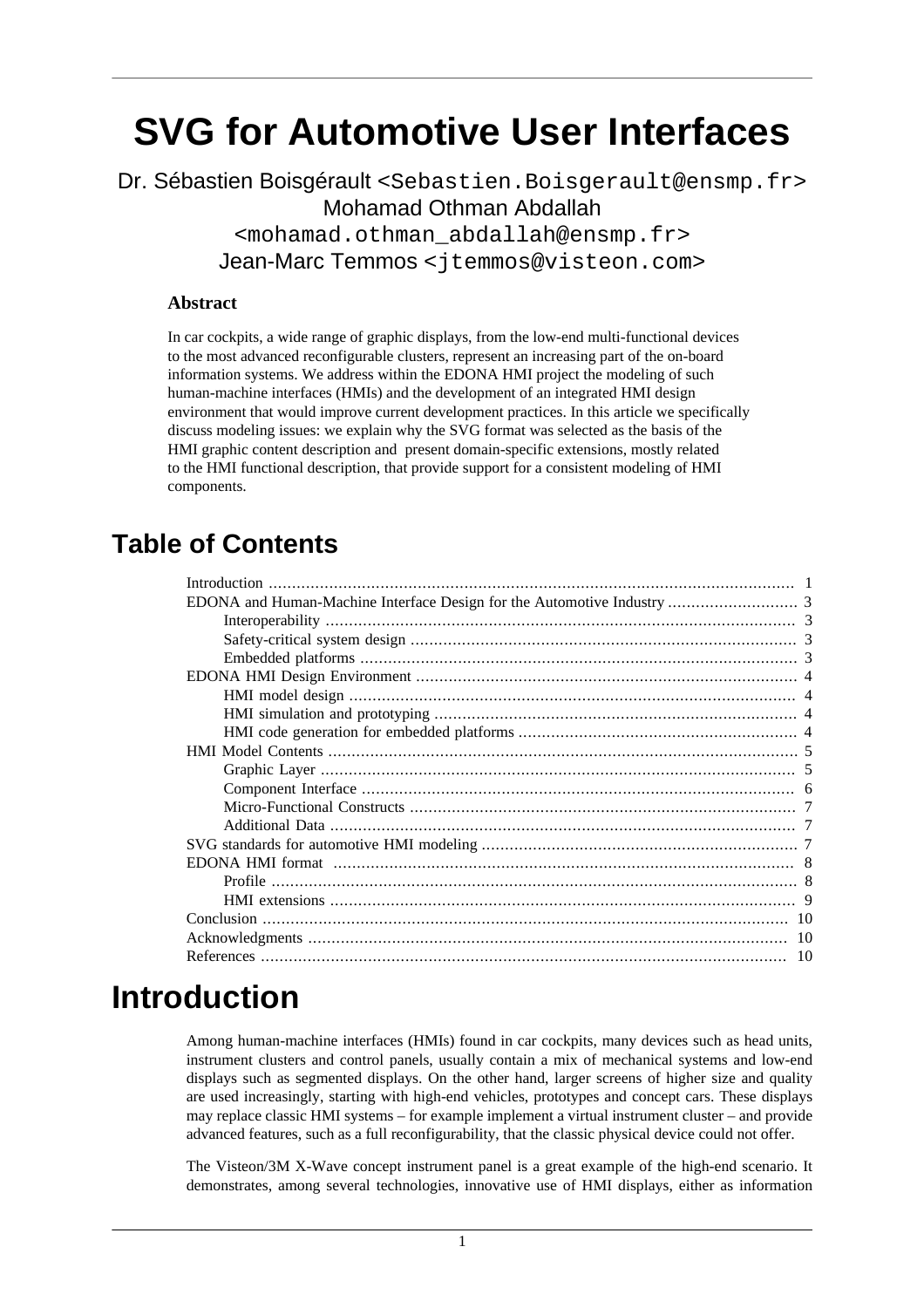# SVG for Automotive User Interfaces

Dr. Sébastien Boisgérault <Sebastien.Boisgerault@ensmp.fr>
Mohamad Othman Abdallah
<mohamad.othman_abdallah@ensmp.fr>
Jean-Marc Temmos <jtemmos@visteon.com>

### Abstract

In car cockpits, a wide range of graphic displays, from the low-end multi-functional devices to the most advanced reconfigurable clusters, represent an increasing part of the on-board information systems. We address within the EDONA HMI project the modeling of such human-machine interfaces (HMIs) and the development of an integrated HMI design environment that would improve current development practices. In this article we specifically discuss modeling issues: we explain why the SVG format was selected as the basis of the HMI graphic content description and present domain-specific extensions, mostly related to the HMI functional description, that provide support for a consistent modeling of HMI components.

## Table of Contents

- Introduction .... 1
- EDONA and Human-Machine Interface Design for the Automotive Industry .... 3
  - Interoperability .... 3
  - Safety-critical system design .... 3
  - Embedded platforms .... 3
- EDONA HMI Design Environment .... 4
  - HMI model design .... 4
  - HMI simulation and prototyping .... 4
  - HMI code generation for embedded platforms .... 4
- HMI Model Contents .... 5
  - Graphic Layer .... 5
  - Component Interface .... 6
  - Micro-Functional Constructs .... 7
  - Additional Data .... 7
- SVG standards for automotive HMI modeling .... 7
- EDONA HMI format .... 8
  - Profile .... 8
  - HMI extensions .... 9
- Conclusion .... 10
- Acknowledgments .... 10
- References .... 10

# Introduction

Among human-machine interfaces (HMIs) found in car cockpits, many devices such as head units, instrument clusters and control panels, usually contain a mix of mechanical systems and low-end displays such as segmented displays. On the other hand, larger screens of higher size and quality are used increasingly, starting with high-end vehicles, prototypes and concept cars. These displays may replace classic HMI systems – for example implement a virtual instrument cluster – and provide advanced features, such as a full reconfigurability, that the classic physical device could not offer.

The Visteon/3M X-Wave concept instrument panel is a great example of the high-end scenario. It demonstrates, among several technologies, innovative use of HMI displays, either as information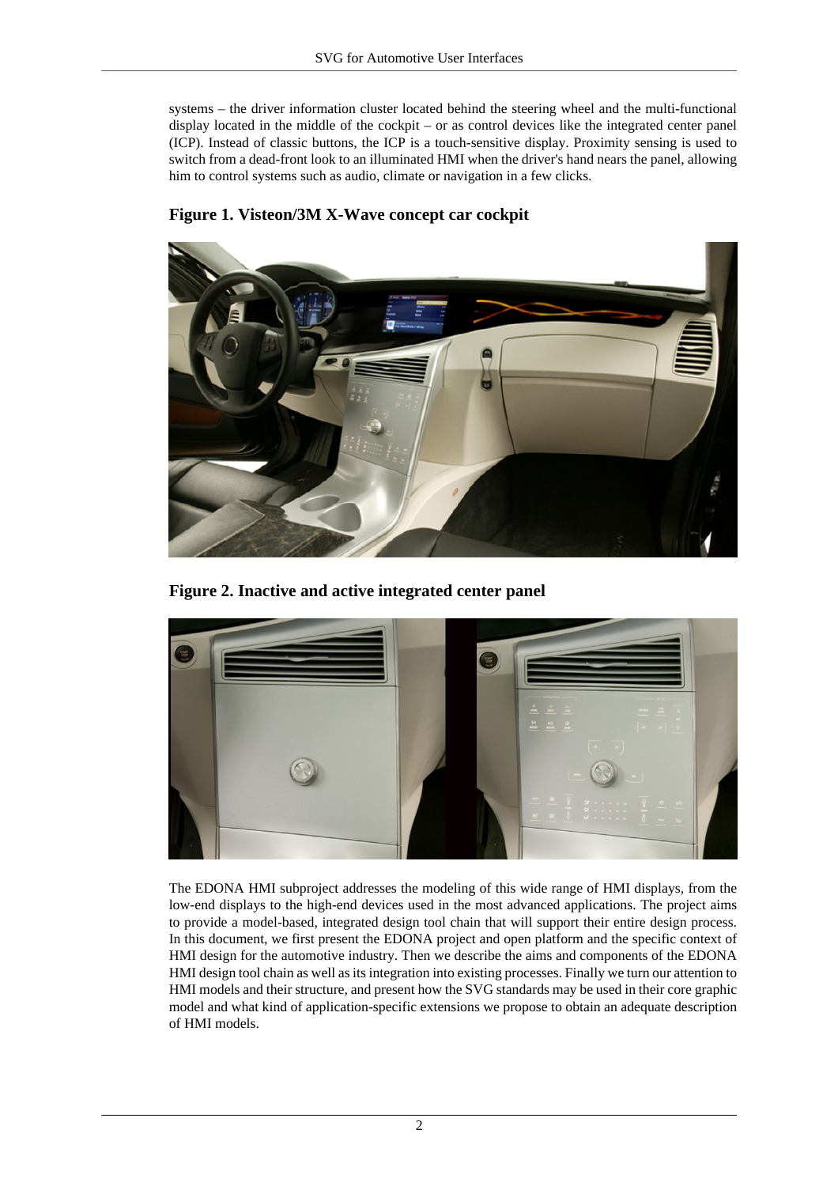systems – the driver information cluster located behind the steering wheel and the multi-functional display located in the middle of the cockpit – or as control devices like the integrated center panel (ICP). Instead of classic buttons, the ICP is a touch-sensitive display. Proximity sensing is used to switch from a dead-front look to an illuminated HMI when the driver's hand nears the panel, allowing him to control systems such as audio, climate or navigation in a few clicks.

**Figure 1. Visteon/3M X-Wave concept car cockpit**

**Figure 2. Inactive and active integrated center panel**

The EDONA HMI subproject addresses the modeling of this wide range of HMI displays, from the low-end displays to the high-end devices used in the most advanced applications. The project aims to provide a model-based, integrated design tool chain that will support their entire design process. In this document, we first present the EDONA project and open platform and the specific context of HMI design for the automotive industry. Then we describe the aims and components of the EDONA HMI design tool chain as well as its integration into existing processes. Finally we turn our attention to HMI models and their structure, and present how the SVG standards may be used in their core graphic model and what kind of application-specific extensions we propose to obtain an adequate description of HMI models.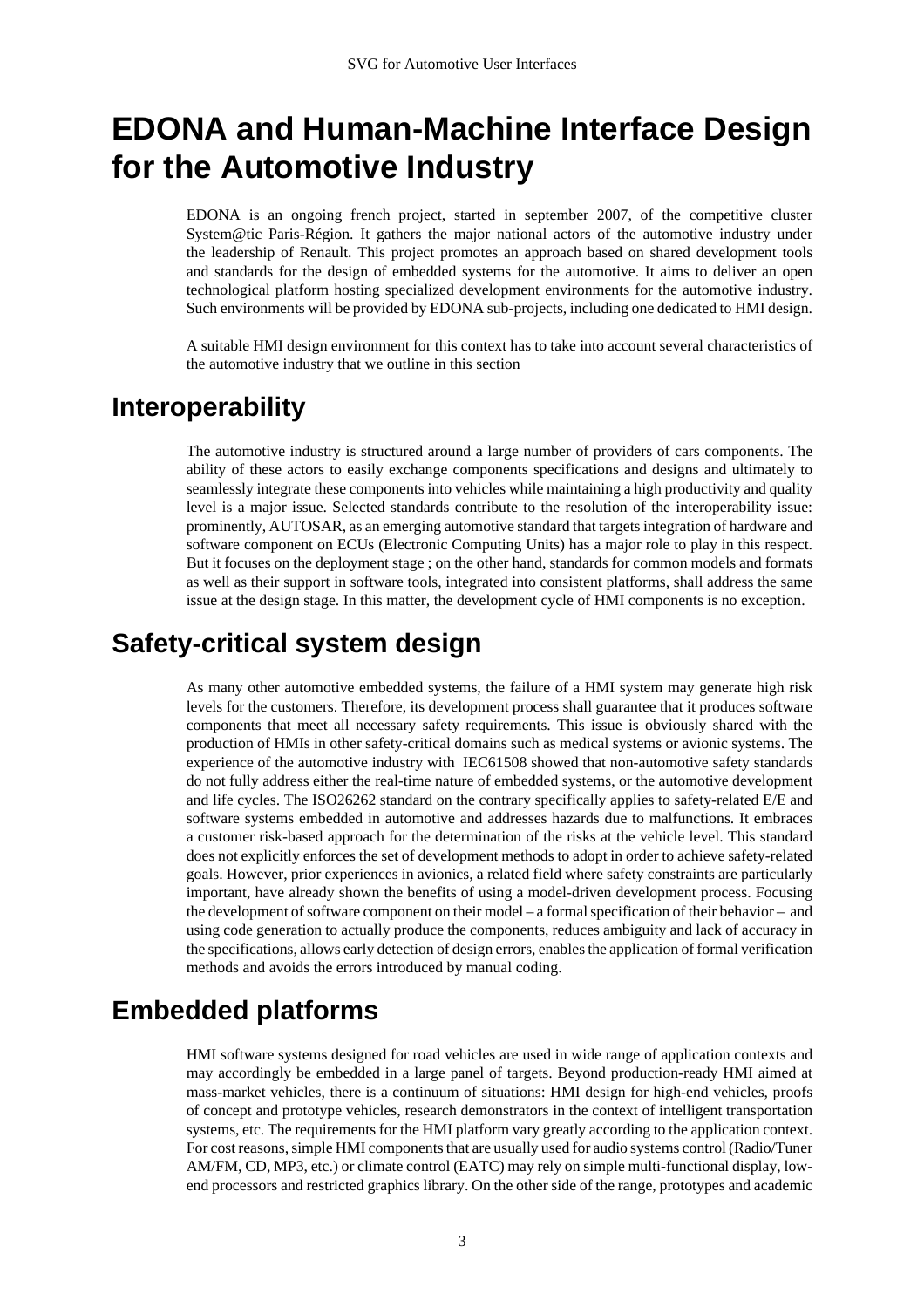# EDONA and Human-Machine Interface Design for the Automotive Industry

EDONA is an ongoing french project, started in september 2007, of the competitive cluster System@tic Paris-Région. It gathers the major national actors of the automotive industry under the leadership of Renault. This project promotes an approach based on shared development tools and standards for the design of embedded systems for the automotive. It aims to deliver an open technological platform hosting specialized development environments for the automotive industry. Such environments will be provided by EDONA sub-projects, including one dedicated to HMI design.

A suitable HMI design environment for this context has to take into account several characteristics of the automotive industry that we outline in this section

## Interoperability

The automotive industry is structured around a large number of providers of cars components. The ability of these actors to easily exchange components specifications and designs and ultimately to seamlessly integrate these components into vehicles while maintaining a high productivity and quality level is a major issue. Selected standards contribute to the resolution of the interoperability issue: prominently, AUTOSAR, as an emerging automotive standard that targets integration of hardware and software component on ECUs (Electronic Computing Units) has a major role to play in this respect. But it focuses on the deployment stage ; on the other hand, standards for common models and formats as well as their support in software tools, integrated into consistent platforms, shall address the same issue at the design stage. In this matter, the development cycle of HMI components is no exception.

## Safety-critical system design

As many other automotive embedded systems, the failure of a HMI system may generate high risk levels for the customers. Therefore, its development process shall guarantee that it produces software components that meet all necessary safety requirements. This issue is obviously shared with the production of HMIs in other safety-critical domains such as medical systems or avionic systems. The experience of the automotive industry with IEC61508 showed that non-automotive safety standards do not fully address either the real-time nature of embedded systems, or the automotive development and life cycles. The ISO26262 standard on the contrary specifically applies to safety-related E/E and software systems embedded in automotive and addresses hazards due to malfunctions. It embraces a customer risk-based approach for the determination of the risks at the vehicle level. This standard does not explicitly enforces the set of development methods to adopt in order to achieve safety-related goals. However, prior experiences in avionics, a related field where safety constraints are particularly important, have already shown the benefits of using a model-driven development process. Focusing the development of software component on their model – a formal specification of their behavior – and using code generation to actually produce the components, reduces ambiguity and lack of accuracy in the specifications, allows early detection of design errors, enables the application of formal verification methods and avoids the errors introduced by manual coding.

## Embedded platforms

HMI software systems designed for road vehicles are used in wide range of application contexts and may accordingly be embedded in a large panel of targets. Beyond production-ready HMI aimed at mass-market vehicles, there is a continuum of situations: HMI design for high-end vehicles, proofs of concept and prototype vehicles, research demonstrators in the context of intelligent transportation systems, etc. The requirements for the HMI platform vary greatly according to the application context. For cost reasons, simple HMI components that are usually used for audio systems control (Radio/Tuner AM/FM, CD, MP3, etc.) or climate control (EATC) may rely on simple multi-functional display, low-end processors and restricted graphics library. On the other side of the range, prototypes and academic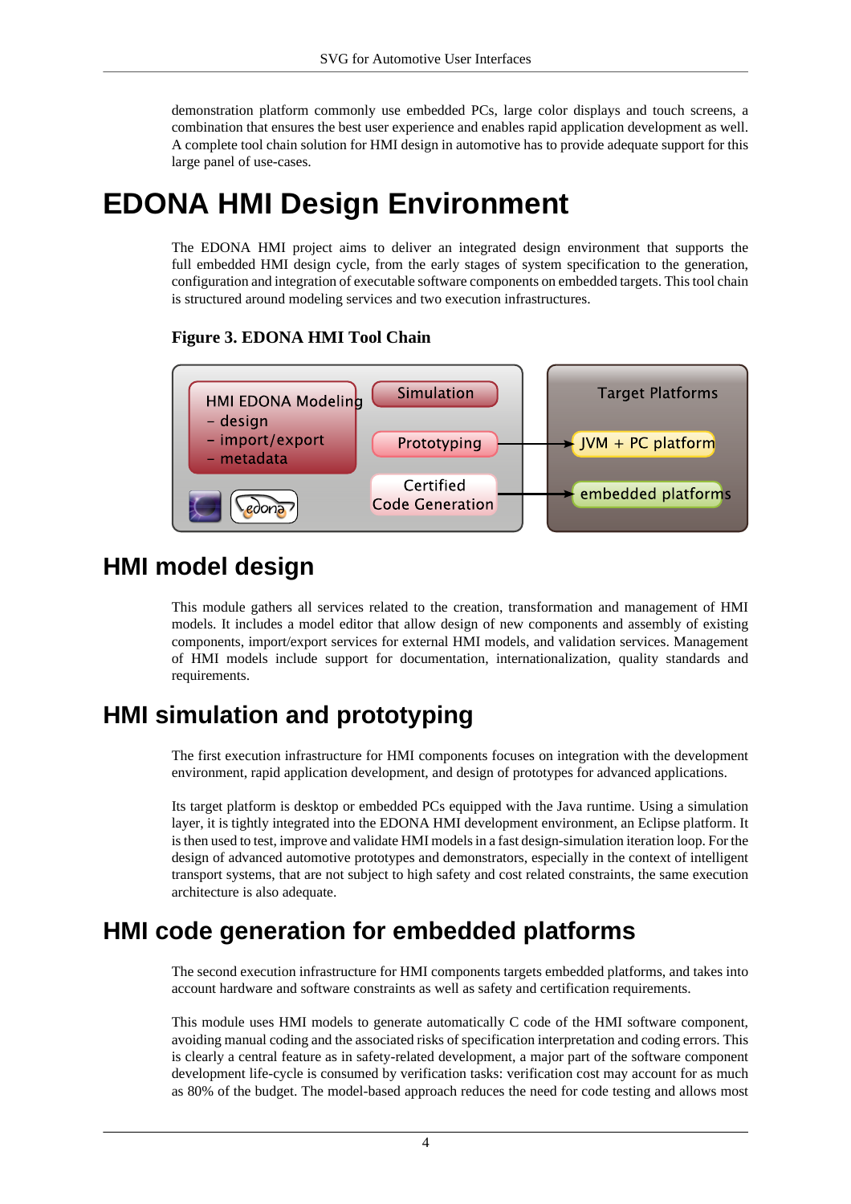demonstration platform commonly use embedded PCs, large color displays and touch screens, a combination that ensures the best user experience and enables rapid application development as well. A complete tool chain solution for HMI design in automotive has to provide adequate support for this large panel of use-cases.

# EDONA HMI Design Environment

The EDONA HMI project aims to deliver an integrated design environment that supports the full embedded HMI design cycle, from the early stages of system specification to the generation, configuration and integration of executable software components on embedded targets. This tool chain is structured around modeling services and two execution infrastructures.

**Figure 3. EDONA HMI Tool Chain**

## HMI model design

This module gathers all services related to the creation, transformation and management of HMI models. It includes a model editor that allow design of new components and assembly of existing components, import/export services for external HMI models, and validation services. Management of HMI models include support for documentation, internationalization, quality standards and requirements.

## HMI simulation and prototyping

The first execution infrastructure for HMI components focuses on integration with the development environment, rapid application development, and design of prototypes for advanced applications.

Its target platform is desktop or embedded PCs equipped with the Java runtime. Using a simulation layer, it is tightly integrated into the EDONA HMI development environment, an Eclipse platform. It is then used to test, improve and validate HMI models in a fast design-simulation iteration loop. For the design of advanced automotive prototypes and demonstrators, especially in the context of intelligent transport systems, that are not subject to high safety and cost related constraints, the same execution architecture is also adequate.

## HMI code generation for embedded platforms

The second execution infrastructure for HMI components targets embedded platforms, and takes into account hardware and software constraints as well as safety and certification requirements.

This module uses HMI models to generate automatically C code of the HMI software component, avoiding manual coding and the associated risks of specification interpretation and coding errors. This is clearly a central feature as in safety-related development, a major part of the software component development life-cycle is consumed by verification tasks: verification cost may account for as much as 80% of the budget. The model-based approach reduces the need for code testing and allows most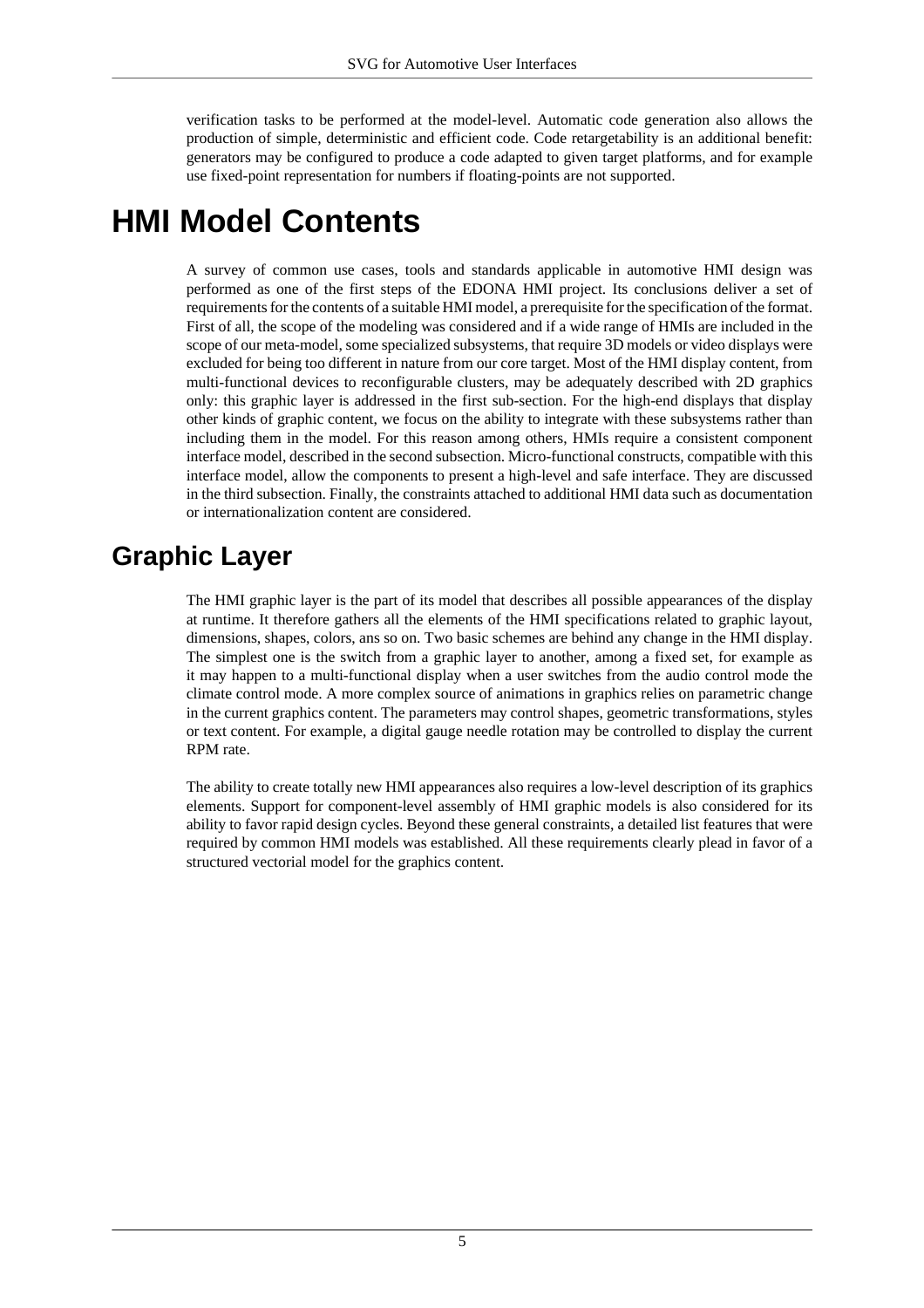verification tasks to be performed at the model-level. Automatic code generation also allows the production of simple, deterministic and efficient code. Code retargetability is an additional benefit: generators may be configured to produce a code adapted to given target platforms, and for example use fixed-point representation for numbers if floating-points are not supported.

# HMI Model Contents

A survey of common use cases, tools and standards applicable in automotive HMI design was performed as one of the first steps of the EDONA HMI project. Its conclusions deliver a set of requirements for the contents of a suitable HMI model, a prerequisite for the specification of the format. First of all, the scope of the modeling was considered and if a wide range of HMIs are included in the scope of our meta-model, some specialized subsystems, that require 3D models or video displays were excluded for being too different in nature from our core target. Most of the HMI display content, from multi-functional devices to reconfigurable clusters, may be adequately described with 2D graphics only: this graphic layer is addressed in the first sub-section. For the high-end displays that display other kinds of graphic content, we focus on the ability to integrate with these subsystems rather than including them in the model. For this reason among others, HMIs require a consistent component interface model, described in the second subsection. Micro-functional constructs, compatible with this interface model, allow the components to present a high-level and safe interface. They are discussed in the third subsection. Finally, the constraints attached to additional HMI data such as documentation or internationalization content are considered.

## Graphic Layer

The HMI graphic layer is the part of its model that describes all possible appearances of the display at runtime. It therefore gathers all the elements of the HMI specifications related to graphic layout, dimensions, shapes, colors, ans so on. Two basic schemes are behind any change in the HMI display. The simplest one is the switch from a graphic layer to another, among a fixed set, for example as it may happen to a multi-functional display when a user switches from the audio control mode the climate control mode. A more complex source of animations in graphics relies on parametric change in the current graphics content. The parameters may control shapes, geometric transformations, styles or text content. For example, a digital gauge needle rotation may be controlled to display the current RPM rate.

The ability to create totally new HMI appearances also requires a low-level description of its graphics elements. Support for component-level assembly of HMI graphic models is also considered for its ability to favor rapid design cycles. Beyond these general constraints, a detailed list features that were required by common HMI models was established. All these requirements clearly plead in favor of a structured vectorial model for the graphics content.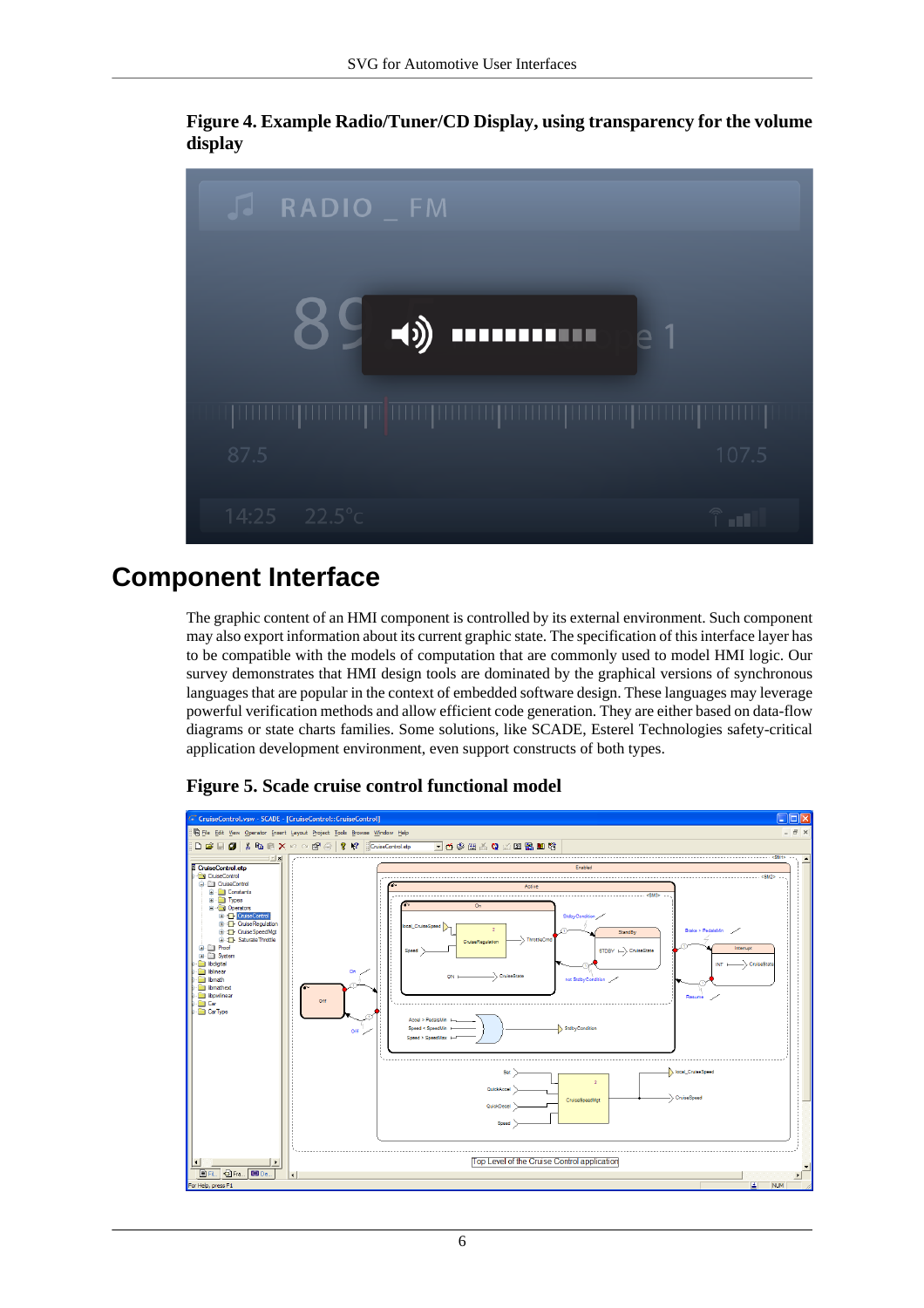**Figure 4. Example Radio/Tuner/CD Display, using transparency for the volume display**

## Component Interface

The graphic content of an HMI component is controlled by its external environment. Such component may also export information about its current graphic state. The specification of this interface layer has to be compatible with the models of computation that are commonly used to model HMI logic. Our survey demonstrates that HMI design tools are dominated by the graphical versions of synchronous languages that are popular in the context of embedded software design. These languages may leverage powerful verification methods and allow efficient code generation. They are either based on data-flow diagrams or state charts families. Some solutions, like SCADE, Esterel Technologies safety-critical application development environment, even support constructs of both types.

**Figure 5. Scade cruise control functional model**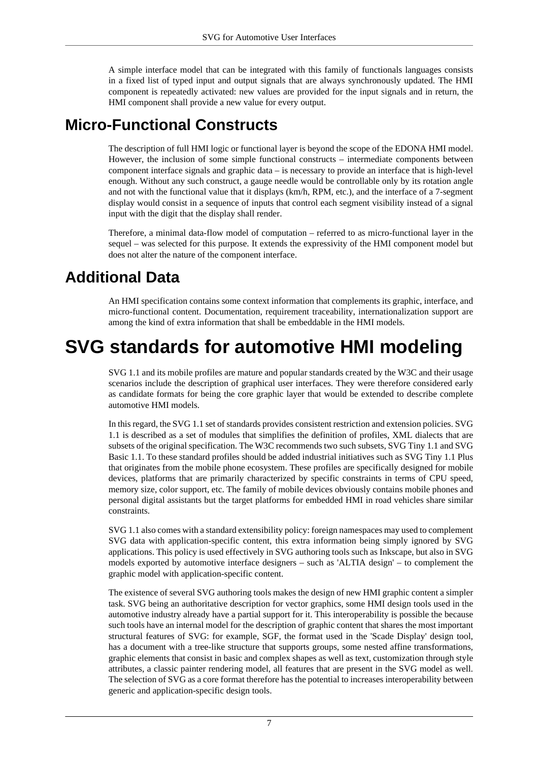A simple interface model that can be integrated with this family of functionals languages consists in a fixed list of typed input and output signals that are always synchronously updated. The HMI component is repeatedly activated: new values are provided for the input signals and in return, the HMI component shall provide a new value for every output.

## Micro-Functional Constructs

The description of full HMI logic or functional layer is beyond the scope of the EDONA HMI model. However, the inclusion of some simple functional constructs – intermediate components between component interface signals and graphic data – is necessary to provide an interface that is high-level enough. Without any such construct, a gauge needle would be controllable only by its rotation angle and not with the functional value that it displays (km/h, RPM, etc.), and the interface of a 7-segment display would consist in a sequence of inputs that control each segment visibility instead of a signal input with the digit that the display shall render.

Therefore, a minimal data-flow model of computation – referred to as micro-functional layer in the sequel – was selected for this purpose. It extends the expressivity of the HMI component model but does not alter the nature of the component interface.

## Additional Data

An HMI specification contains some context information that complements its graphic, interface, and micro-functional content. Documentation, requirement traceability, internationalization support are among the kind of extra information that shall be embeddable in the HMI models.

# SVG standards for automotive HMI modeling

SVG 1.1 and its mobile profiles are mature and popular standards created by the W3C and their usage scenarios include the description of graphical user interfaces. They were therefore considered early as candidate formats for being the core graphic layer that would be extended to describe complete automotive HMI models.

In this regard, the SVG 1.1 set of standards provides consistent restriction and extension policies. SVG 1.1 is described as a set of modules that simplifies the definition of profiles, XML dialects that are subsets of the original specification. The W3C recommends two such subsets, SVG Tiny 1.1 and SVG Basic 1.1. To these standard profiles should be added industrial initiatives such as SVG Tiny 1.1 Plus that originates from the mobile phone ecosystem. These profiles are specifically designed for mobile devices, platforms that are primarily characterized by specific constraints in terms of CPU speed, memory size, color support, etc. The family of mobile devices obviously contains mobile phones and personal digital assistants but the target platforms for embedded HMI in road vehicles share similar constraints.

SVG 1.1 also comes with a standard extensibility policy: foreign namespaces may used to complement SVG data with application-specific content, this extra information being simply ignored by SVG applications. This policy is used effectively in SVG authoring tools such as Inkscape, but also in SVG models exported by automotive interface designers – such as 'ALTIA design' – to complement the graphic model with application-specific content.

The existence of several SVG authoring tools makes the design of new HMI graphic content a simpler task. SVG being an authoritative description for vector graphics, some HMI design tools used in the automotive industry already have a partial support for it. This interoperability is possible the because such tools have an internal model for the description of graphic content that shares the most important structural features of SVG: for example, SGF, the format used in the 'Scade Display' design tool, has a document with a tree-like structure that supports groups, some nested affine transformations, graphic elements that consist in basic and complex shapes as well as text, customization through style attributes, a classic painter rendering model, all features that are present in the SVG model as well. The selection of SVG as a core format therefore has the potential to increases interoperability between generic and application-specific design tools.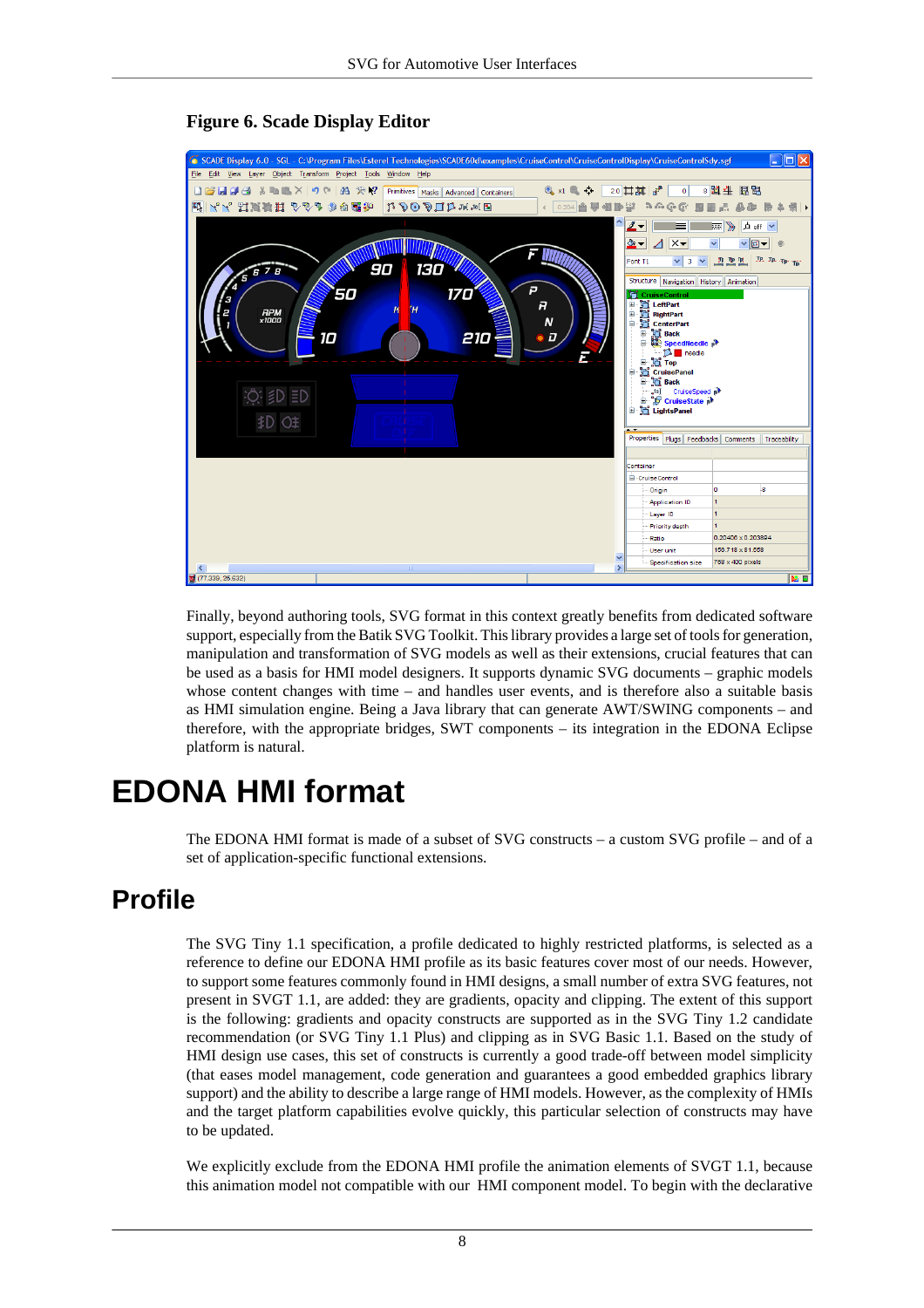**Figure 6. Scade Display Editor**

Finally, beyond authoring tools, SVG format in this context greatly benefits from dedicated software support, especially from the Batik SVG Toolkit. This library provides a large set of tools for generation, manipulation and transformation of SVG models as well as their extensions, crucial features that can be used as a basis for HMI model designers. It supports dynamic SVG documents – graphic models whose content changes with time – and handles user events, and is therefore also a suitable basis as HMI simulation engine. Being a Java library that can generate AWT/SWING components – and therefore, with the appropriate bridges, SWT components – its integration in the EDONA Eclipse platform is natural.

# EDONA HMI format

The EDONA HMI format is made of a subset of SVG constructs – a custom SVG profile – and of a set of application-specific functional extensions.

## Profile

The SVG Tiny 1.1 specification, a profile dedicated to highly restricted platforms, is selected as a reference to define our EDONA HMI profile as its basic features cover most of our needs. However, to support some features commonly found in HMI designs, a small number of extra SVG features, not present in SVGT 1.1, are added: they are gradients, opacity and clipping. The extent of this support is the following: gradients and opacity constructs are supported as in the SVG Tiny 1.2 candidate recommendation (or SVG Tiny 1.1 Plus) and clipping as in SVG Basic 1.1. Based on the study of HMI design use cases, this set of constructs is currently a good trade-off between model simplicity (that eases model management, code generation and guarantees a good embedded graphics library support) and the ability to describe a large range of HMI models. However, as the complexity of HMIs and the target platform capabilities evolve quickly, this particular selection of constructs may have to be updated.

We explicitly exclude from the EDONA HMI profile the animation elements of SVGT 1.1, because this animation model not compatible with our HMI component model. To begin with the declarative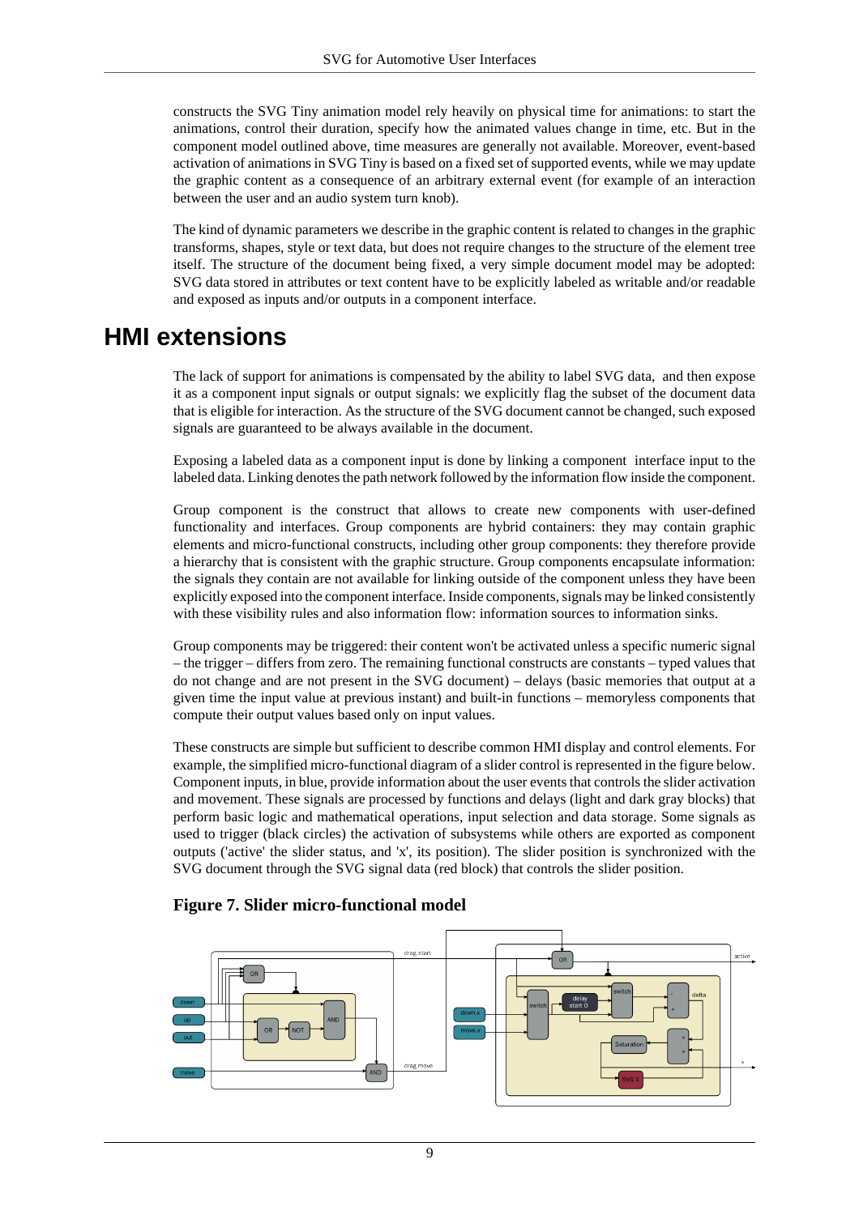constructs the SVG Tiny animation model rely heavily on physical time for animations: to start the animations, control their duration, specify how the animated values change in time, etc. But in the component model outlined above, time measures are generally not available. Moreover, event-based activation of animations in SVG Tiny is based on a fixed set of supported events, while we may update the graphic content as a consequence of an arbitrary external event (for example of an interaction between the user and an audio system turn knob).

The kind of dynamic parameters we describe in the graphic content is related to changes in the graphic transforms, shapes, style or text data, but does not require changes to the structure of the element tree itself. The structure of the document being fixed, a very simple document model may be adopted: SVG data stored in attributes or text content have to be explicitly labeled as writable and/or readable and exposed as inputs and/or outputs in a component interface.

# HMI extensions

The lack of support for animations is compensated by the ability to label SVG data, and then expose it as a component input signals or output signals: we explicitly flag the subset of the document data that is eligible for interaction. As the structure of the SVG document cannot be changed, such exposed signals are guaranteed to be always available in the document.

Exposing a labeled data as a component input is done by linking a component interface input to the labeled data. Linking denotes the path network followed by the information flow inside the component.

Group component is the construct that allows to create new components with user-defined functionality and interfaces. Group components are hybrid containers: they may contain graphic elements and micro-functional constructs, including other group components: they therefore provide a hierarchy that is consistent with the graphic structure. Group components encapsulate information: the signals they contain are not available for linking outside of the component unless they have been explicitly exposed into the component interface. Inside components, signals may be linked consistently with these visibility rules and also information flow: information sources to information sinks.

Group components may be triggered: their content won't be activated unless a specific numeric signal – the trigger – differs from zero. The remaining functional constructs are constants – typed values that do not change and are not present in the SVG document) – delays (basic memories that output at a given time the input value at previous instant) and built-in functions – memoryless components that compute their output values based only on input values.

These constructs are simple but sufficient to describe common HMI display and control elements. For example, the simplified micro-functional diagram of a slider control is represented in the figure below. Component inputs, in blue, provide information about the user events that controls the slider activation and movement. These signals are processed by functions and delays (light and dark gray blocks) that perform basic logic and mathematical operations, input selection and data storage. Some signals as used to trigger (black circles) the activation of subsystems while others are exported as component outputs ('active' the slider status, and 'x', its position). The slider position is synchronized with the SVG document through the SVG signal data (red block) that controls the slider position.

**Figure 7. Slider micro-functional model**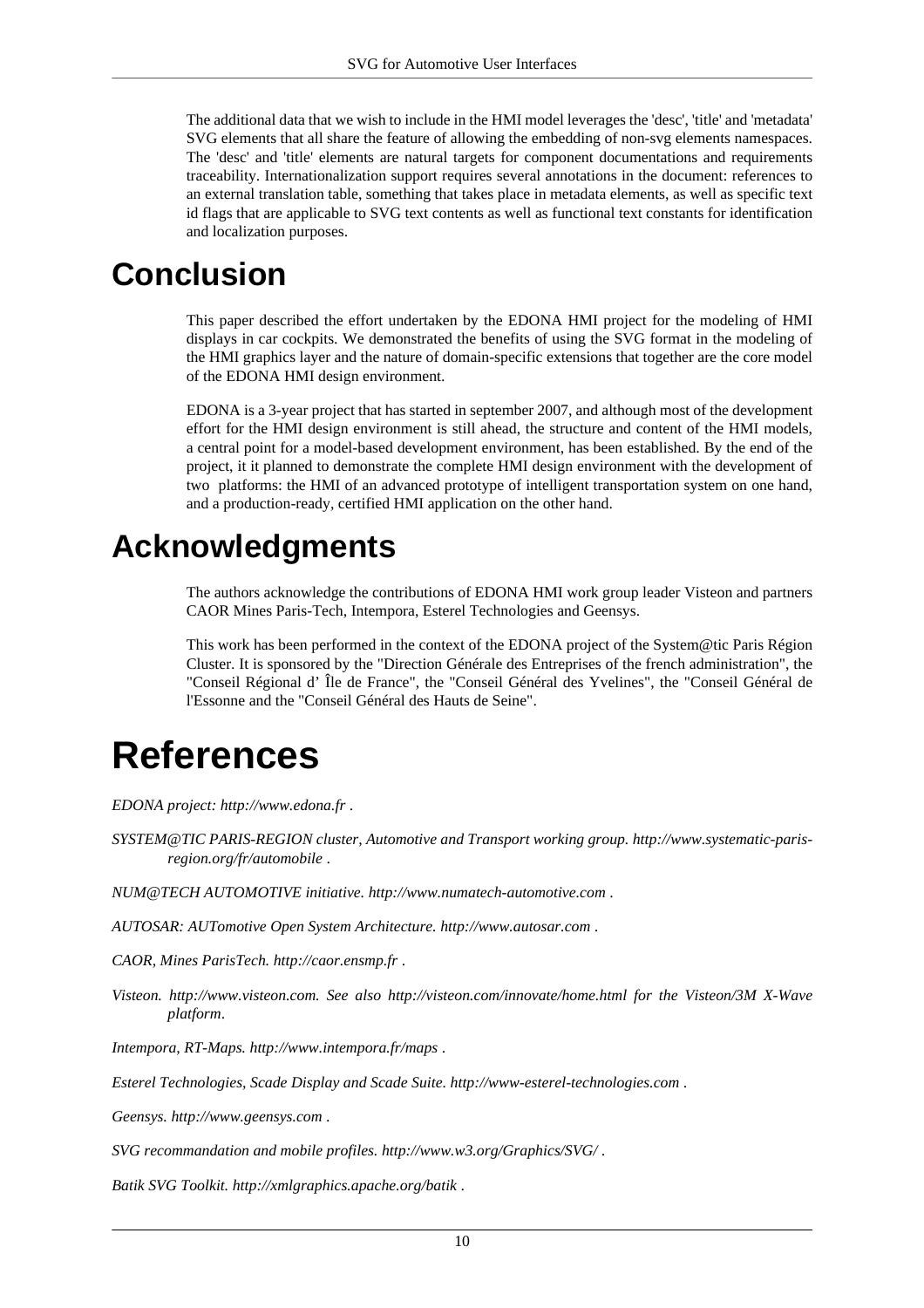The additional data that we wish to include in the HMI model leverages the 'desc', 'title' and 'metadata' SVG elements that all share the feature of allowing the embedding of non-svg elements namespaces. The 'desc' and 'title' elements are natural targets for component documentations and requirements traceability. Internationalization support requires several annotations in the document: references to an external translation table, something that takes place in metadata elements, as well as specific text id flags that are applicable to SVG text contents as well as functional text constants for identification and localization purposes.

## Conclusion

This paper described the effort undertaken by the EDONA HMI project for the modeling of HMI displays in car cockpits. We demonstrated the benefits of using the SVG format in the modeling of the HMI graphics layer and the nature of domain-specific extensions that together are the core model of the EDONA HMI design environment.

EDONA is a 3-year project that has started in september 2007, and although most of the development effort for the HMI design environment is still ahead, the structure and content of the HMI models, a central point for a model-based development environment, has been established. By the end of the project, it it planned to demonstrate the complete HMI design environment with the development of two platforms: the HMI of an advanced prototype of intelligent transportation system on one hand, and a production-ready, certified HMI application on the other hand.

## Acknowledgments

The authors acknowledge the contributions of EDONA HMI work group leader Visteon and partners CAOR Mines Paris-Tech, Intempora, Esterel Technologies and Geensys.

This work has been performed in the context of the EDONA project of the System@tic Paris Région Cluster. It is sponsored by the "Direction Générale des Entreprises of the french administration", the "Conseil Régional d' Île de France", the "Conseil Général des Yvelines", the "Conseil Général de l'Essonne and the "Conseil Général des Hauts de Seine".

# References

*EDONA project: http://www.edona.fr* .

*SYSTEM@TIC PARIS-REGION cluster, Automotive and Transport working group. http://www.systematic-paris-region.org/fr/automobile* .

*NUM@TECH AUTOMOTIVE initiative. http://www.numatech-automotive.com* .

*AUTOSAR: AUTomotive Open System Architecture. http://www.autosar.com* .

*CAOR, Mines ParisTech. http://caor.ensmp.fr* .

*Visteon. http://www.visteon.com. See also http://visteon.com/innovate/home.html for the Visteon/3M X-Wave platform*.

*Intempora, RT-Maps. http://www.intempora.fr/maps* .

*Esterel Technologies, Scade Display and Scade Suite. http://www-esterel-technologies.com* .

*Geensys. http://www.geensys.com* .

*SVG recommandation and mobile profiles. http://www.w3.org/Graphics/SVG/* .

*Batik SVG Toolkit. http://xmlgraphics.apache.org/batik* .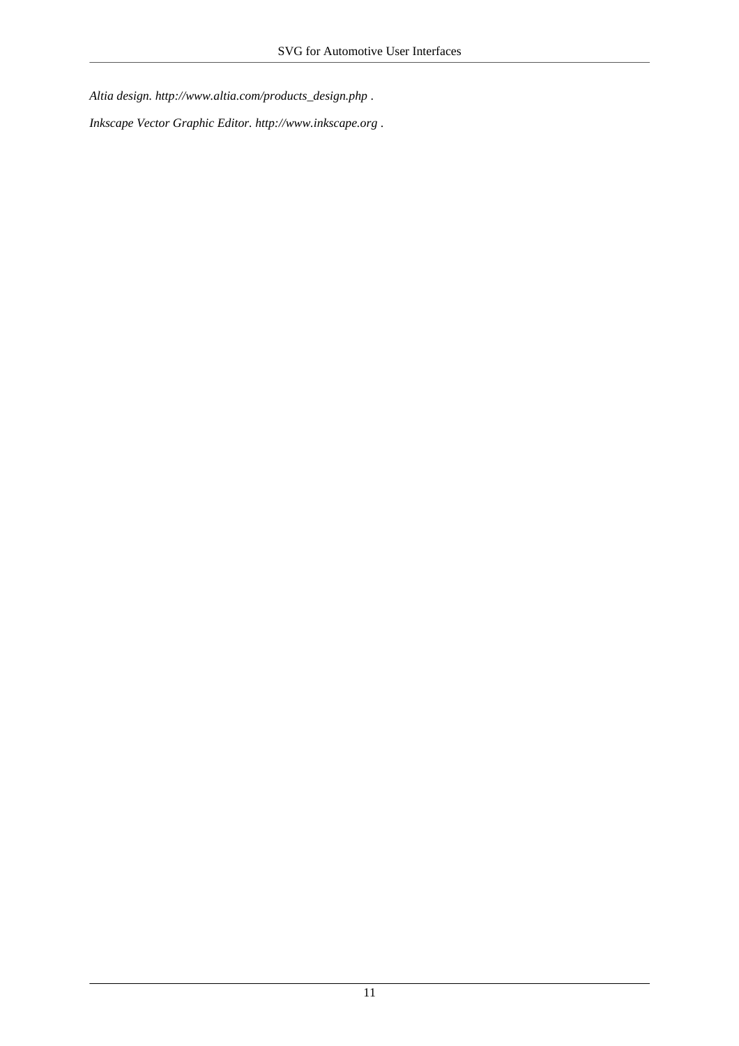*Altia design. http://www.altia.com/products_design.php .*

*Inkscape Vector Graphic Editor. http://www.inkscape.org .*